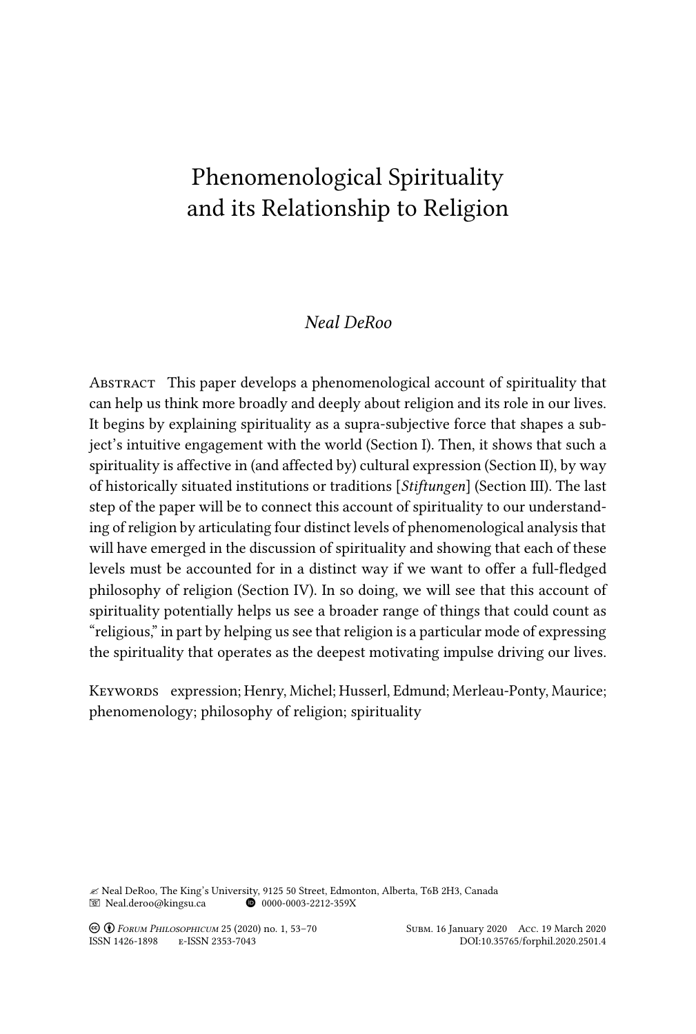# Phenomenological Spirituality and its Relationship to Religion

*Neal DeRoo*

Abstract This paper develops a phenomenological account of spirituality that can help us think more broadly and deeply about religion and its role in our lives. It begins by explaining spirituality as a supra-subjective force that shapes a subject's intuitive engagement with the world (Section I). Then, it shows that such a spirituality is affective in (and affected by) cultural expression (Section II), by way of historically situated institutions or traditions [*Stiftungen*] (Section III). The last step of the paper will be to connect this account of spirituality to our understanding of religion by articulating four distinct levels of phenomenological analysis that will have emerged in the discussion of spirituality and showing that each of these levels must be accounted for in a distinct way if we want to offer a full-fledged philosophy of religion (Section IV). In so doing, we will see that this account of spirituality potentially helps us see a broader range of things that could count as "religious," in part by helping us see that religion is a particular mode of expressing the spirituality that operates as the deepest motivating impulse driving our lives.

Keywords expression; Henry, Michel; Husserl, Edmund; Merleau-Ponty, Maurice; phenomenology; philosophy of religion; spirituality

✍ Neal DeRoo, The King's University, 9125 50 Street, Edmonton, Alberta, T6B 2H3, Canada
✉ Neal.deroo@kingsu.ca ⓘ 0000-0003-2212-359X

Subm. 16 January 2020 Acc. 19 March 2020
ISSN 1426-1898 e-ISSN 2353-7043 DOI:10.35765/forphil.2020.2501.4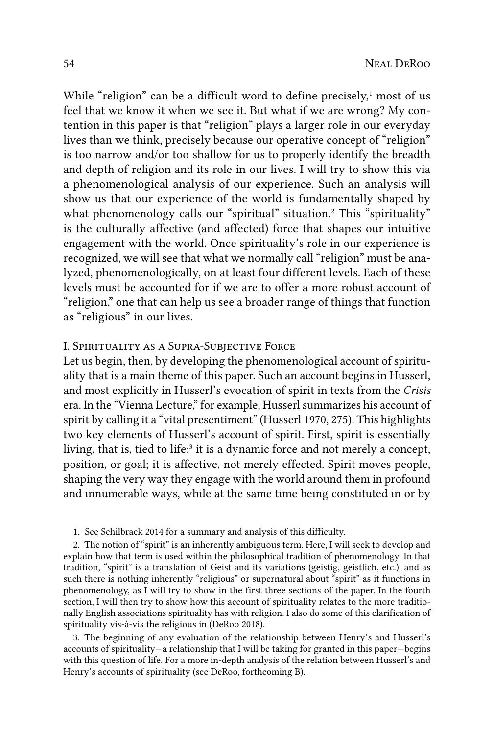While "religion" can be a difficult word to define precisely,[1] most of us feel that we know it when we see it. But what if we are wrong? My contention in this paper is that "religion" plays a larger role in our everyday lives than we think, precisely because our operative concept of "religion" is too narrow and/or too shallow for us to properly identify the breadth and depth of religion and its role in our lives. I will try to show this via a phenomenological analysis of our experience. Such an analysis will show us that our experience of the world is fundamentally shaped by what phenomenology calls our "spiritual" situation.[2] This "spirituality" is the culturally affective (and affected) force that shapes our intuitive engagement with the world. Once spirituality's role in our experience is recognized, we will see that what we normally call "religion" must be analyzed, phenomenologically, on at least four different levels. Each of these levels must be accounted for if we are to offer a more robust account of "religion," one that can help us see a broader range of things that function as "religious" in our lives.

## I. Spirituality as a Supra-Subjective Force

Let us begin, then, by developing the phenomenological account of spirituality that is a main theme of this paper. Such an account begins in Husserl, and most explicitly in Husserl's evocation of spirit in texts from the *Crisis* era. In the "Vienna Lecture," for example, Husserl summarizes his account of spirit by calling it a "vital presentiment" (Husserl 1970, 275). This highlights two key elements of Husserl's account of spirit. First, spirit is essentially living, that is, tied to life:[3] it is a dynamic force and not merely a concept, position, or goal; it is affective, not merely effected. Spirit moves people, shaping the very way they engage with the world around them in profound and innumerable ways, while at the same time being constituted in or by

1. See Schilbrack 2014 for a summary and analysis of this difficulty.

2. The notion of "spirit" is an inherently ambiguous term. Here, I will seek to develop and explain how that term is used within the philosophical tradition of phenomenology. In that tradition, "spirit" is a translation of Geist and its variations (geistig, geistlich, etc.), and as such there is nothing inherently "religious" or supernatural about "spirit" as it functions in phenomenology, as I will try to show in the first three sections of the paper. In the fourth section, I will then try to show how this account of spirituality relates to the more traditionally English associations spirituality has with religion. I also do some of this clarification of spirituality vis-à-vis the religious in (DeRoo 2018).

3. The beginning of any evaluation of the relationship between Henry's and Husserl's accounts of spirituality—a relationship that I will be taking for granted in this paper—begins with this question of life. For a more in-depth analysis of the relation between Husserl's and Henry's accounts of spirituality (see DeRoo, forthcoming B).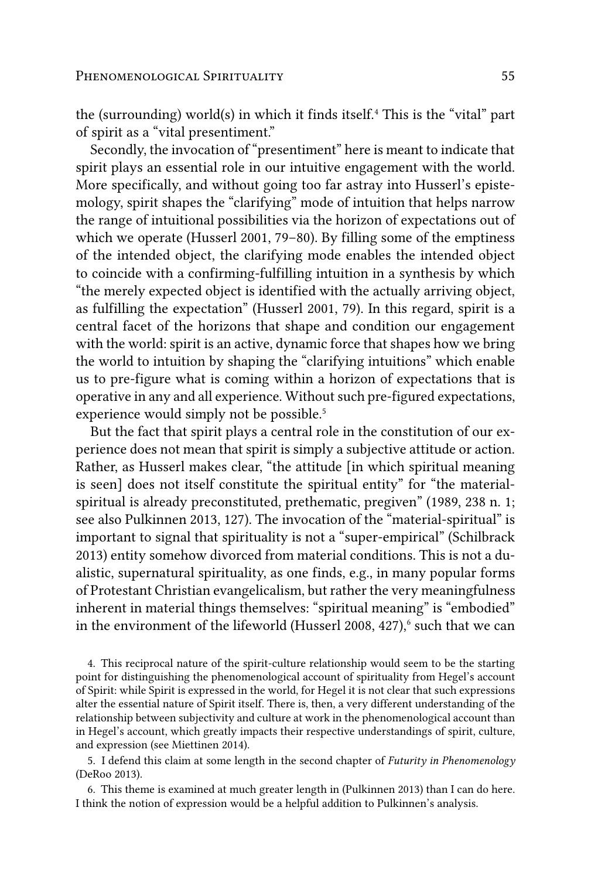the (surrounding) world(s) in which it finds itself.[4] This is the "vital" part of spirit as a "vital presentiment."

Secondly, the invocation of "presentiment" here is meant to indicate that spirit plays an essential role in our intuitive engagement with the world. More specifically, and without going too far astray into Husserl's epistemology, spirit shapes the "clarifying" mode of intuition that helps narrow the range of intuitional possibilities via the horizon of expectations out of which we operate (Husserl 2001, 79–80). By filling some of the emptiness of the intended object, the clarifying mode enables the intended object to coincide with a confirming-fulfilling intuition in a synthesis by which "the merely expected object is identified with the actually arriving object, as fulfilling the expectation" (Husserl 2001, 79). In this regard, spirit is a central facet of the horizons that shape and condition our engagement with the world: spirit is an active, dynamic force that shapes how we bring the world to intuition by shaping the "clarifying intuitions" which enable us to pre-figure what is coming within a horizon of expectations that is operative in any and all experience. Without such pre-figured expectations, experience would simply not be possible.[5]

But the fact that spirit plays a central role in the constitution of our experience does not mean that spirit is simply a subjective attitude or action. Rather, as Husserl makes clear, "the attitude [in which spiritual meaning is seen] does not itself constitute the spiritual entity" for "the material-spiritual is already preconstituted, prethematic, pregiven" (1989, 238 n. 1; see also Pulkinnen 2013, 127). The invocation of the "material-spiritual" is important to signal that spirituality is not a "super-empirical" (Schilbrack 2013) entity somehow divorced from material conditions. This is not a dualistic, supernatural spirituality, as one finds, e.g., in many popular forms of Protestant Christian evangelicalism, but rather the very meaningfulness inherent in material things themselves: "spiritual meaning" is "embodied" in the environment of the lifeworld (Husserl 2008, 427),[6] such that we can

4. This reciprocal nature of the spirit-culture relationship would seem to be the starting point for distinguishing the phenomenological account of spirituality from Hegel's account of Spirit: while Spirit is expressed in the world, for Hegel it is not clear that such expressions alter the essential nature of Spirit itself. There is, then, a very different understanding of the relationship between subjectivity and culture at work in the phenomenological account than in Hegel's account, which greatly impacts their respective understandings of spirit, culture, and expression (see Miettinen 2014).

5. I defend this claim at some length in the second chapter of *Futurity in Phenomenology* (DeRoo 2013).

6. This theme is examined at much greater length in (Pulkinnen 2013) than I can do here. I think the notion of expression would be a helpful addition to Pulkinnen's analysis.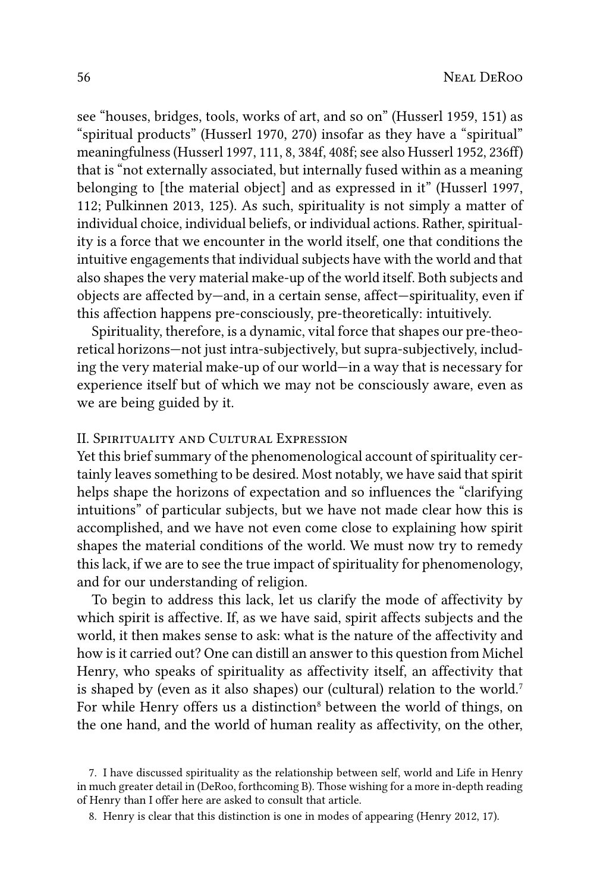see "houses, bridges, tools, works of art, and so on" (Husserl 1959, 151) as "spiritual products" (Husserl 1970, 270) insofar as they have a "spiritual" meaningfulness (Husserl 1997, 111, 8, 384f, 408f; see also Husserl 1952, 236ff) that is "not externally associated, but internally fused within as a meaning belonging to [the material object] and as expressed in it" (Husserl 1997, 112; Pulkinnen 2013, 125). As such, spirituality is not simply a matter of individual choice, individual beliefs, or individual actions. Rather, spirituality is a force that we encounter in the world itself, one that conditions the intuitive engagements that individual subjects have with the world and that also shapes the very material make-up of the world itself. Both subjects and objects are affected by—and, in a certain sense, affect—spirituality, even if this affection happens pre-consciously, pre-theoretically: intuitively.

Spirituality, therefore, is a dynamic, vital force that shapes our pre-theoretical horizons—not just intra-subjectively, but supra-subjectively, including the very material make-up of our world—in a way that is necessary for experience itself but of which we may not be consciously aware, even as we are being guided by it.

## II. Spirituality and Cultural Expression

Yet this brief summary of the phenomenological account of spirituality certainly leaves something to be desired. Most notably, we have said that spirit helps shape the horizons of expectation and so influences the "clarifying intuitions" of particular subjects, but we have not made clear how this is accomplished, and we have not even come close to explaining how spirit shapes the material conditions of the world. We must now try to remedy this lack, if we are to see the true impact of spirituality for phenomenology, and for our understanding of religion.

To begin to address this lack, let us clarify the mode of affectivity by which spirit is affective. If, as we have said, spirit affects subjects and the world, it then makes sense to ask: what is the nature of the affectivity and how is it carried out? One can distill an answer to this question from Michel Henry, who speaks of spirituality as affectivity itself, an affectivity that is shaped by (even as it also shapes) our (cultural) relation to the world.[7] For while Henry offers us a distinction[8] between the world of things, on the one hand, and the world of human reality as affectivity, on the other,

7. I have discussed spirituality as the relationship between self, world and Life in Henry in much greater detail in (DeRoo, forthcoming B). Those wishing for a more in-depth reading of Henry than I offer here are asked to consult that article.

8. Henry is clear that this distinction is one in modes of appearing (Henry 2012, 17).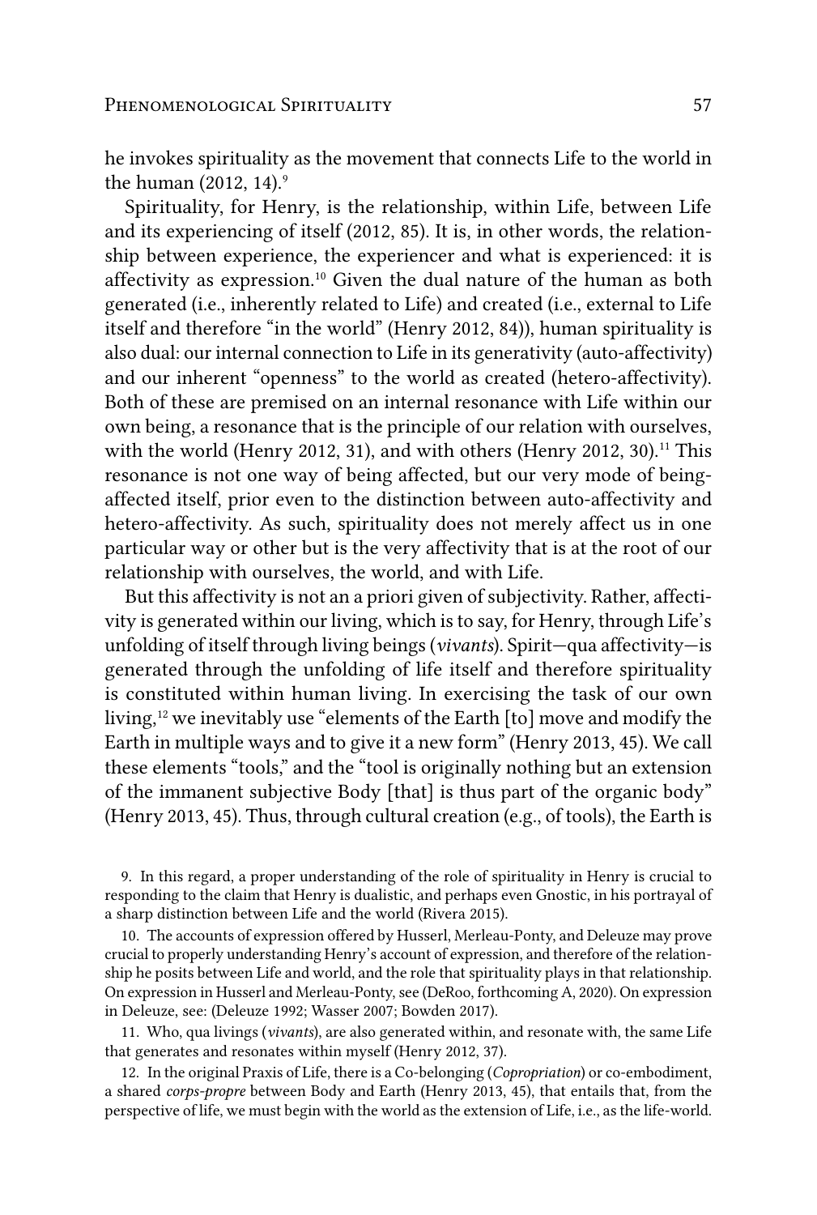he invokes spirituality as the movement that connects Life to the world in the human (2012, 14).[9]

Spirituality, for Henry, is the relationship, within Life, between Life and its experiencing of itself (2012, 85). It is, in other words, the relationship between experience, the experiencer and what is experienced: it is affectivity as expression.[10] Given the dual nature of the human as both generated (i.e., inherently related to Life) and created (i.e., external to Life itself and therefore "in the world" (Henry 2012, 84)), human spirituality is also dual: our internal connection to Life in its generativity (auto-affectivity) and our inherent "openness" to the world as created (hetero-affectivity). Both of these are premised on an internal resonance with Life within our own being, a resonance that is the principle of our relation with ourselves, with the world (Henry 2012, 31), and with others (Henry 2012, 30).[11] This resonance is not one way of being affected, but our very mode of being-affected itself, prior even to the distinction between auto-affectivity and hetero-affectivity. As such, spirituality does not merely affect us in one particular way or other but is the very affectivity that is at the root of our relationship with ourselves, the world, and with Life.

But this affectivity is not an a priori given of subjectivity. Rather, affectivity is generated within our living, which is to say, for Henry, through Life's unfolding of itself through living beings (*vivants*). Spirit—qua affectivity—is generated through the unfolding of life itself and therefore spirituality is constituted within human living. In exercising the task of our own living,[12] we inevitably use "elements of the Earth [to] move and modify the Earth in multiple ways and to give it a new form" (Henry 2013, 45). We call these elements "tools," and the "tool is originally nothing but an extension of the immanent subjective Body [that] is thus part of the organic body" (Henry 2013, 45). Thus, through cultural creation (e.g., of tools), the Earth is

9. In this regard, a proper understanding of the role of spirituality in Henry is crucial to responding to the claim that Henry is dualistic, and perhaps even Gnostic, in his portrayal of a sharp distinction between Life and the world (Rivera 2015).

10. The accounts of expression offered by Husserl, Merleau-Ponty, and Deleuze may prove crucial to properly understanding Henry's account of expression, and therefore of the relationship he posits between Life and world, and the role that spirituality plays in that relationship. On expression in Husserl and Merleau-Ponty, see (DeRoo, forthcoming A, 2020). On expression in Deleuze, see: (Deleuze 1992; Wasser 2007; Bowden 2017).

11. Who, qua livings (*vivants*), are also generated within, and resonate with, the same Life that generates and resonates within myself (Henry 2012, 37).

12. In the original Praxis of Life, there is a Co-belonging (*Copropriation*) or co-embodiment, a shared *corps-propre* between Body and Earth (Henry 2013, 45), that entails that, from the perspective of life, we must begin with the world as the extension of Life, i.e., as the life-world.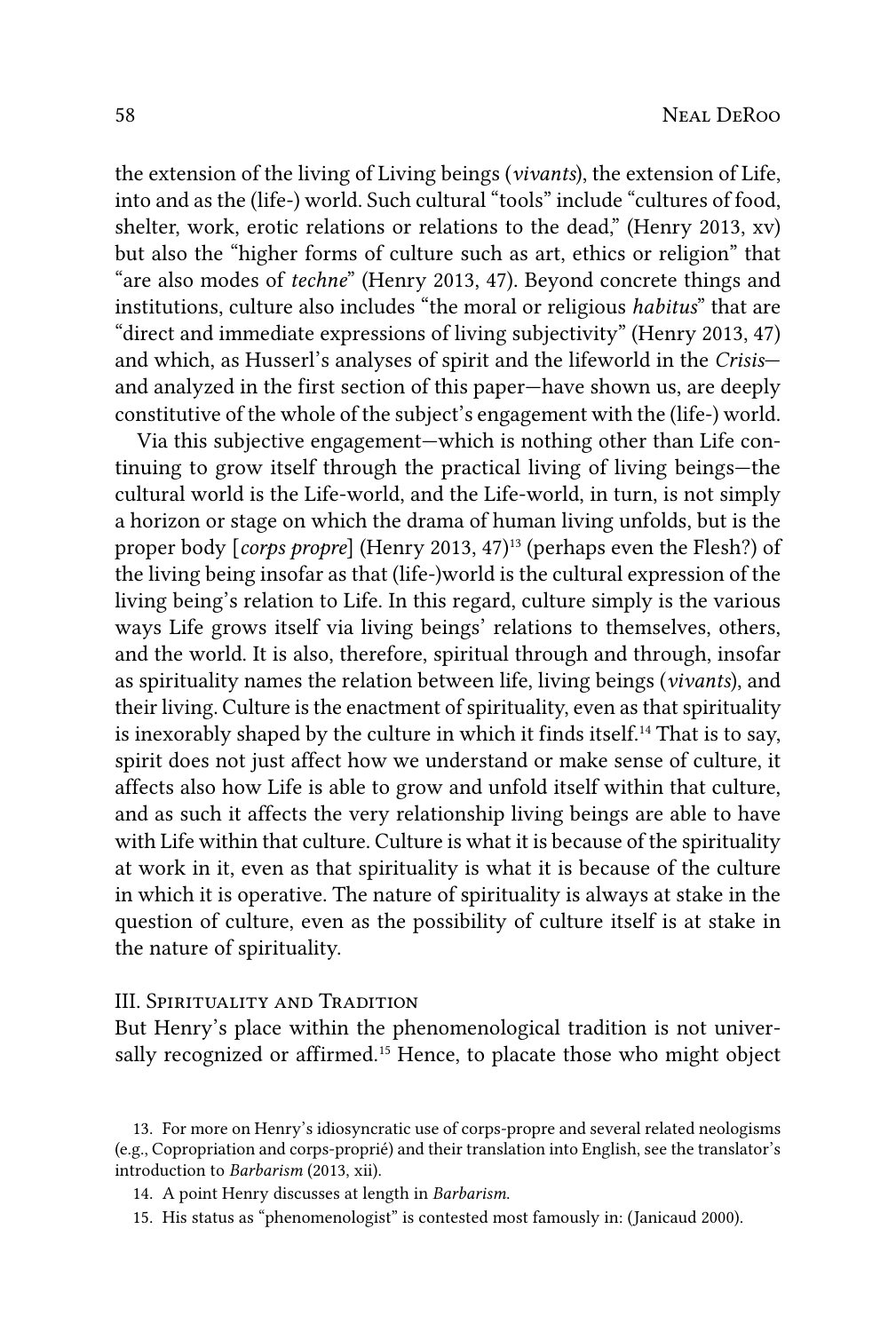the extension of the living of Living beings (*vivants*), the extension of Life, into and as the (life-) world. Such cultural "tools" include "cultures of food, shelter, work, erotic relations or relations to the dead," (Henry 2013, xv) but also the "higher forms of culture such as art, ethics or religion" that "are also modes of *techne*" (Henry 2013, 47). Beyond concrete things and institutions, culture also includes "the moral or religious *habitus*" that are "direct and immediate expressions of living subjectivity" (Henry 2013, 47) and which, as Husserl's analyses of spirit and the lifeworld in the *Crisis*—and analyzed in the first section of this paper—have shown us, are deeply constitutive of the whole of the subject's engagement with the (life-) world.

Via this subjective engagement—which is nothing other than Life continuing to grow itself through the practical living of living beings—the cultural world is the Life-world, and the Life-world, in turn, is not simply a horizon or stage on which the drama of human living unfolds, but is the proper body [*corps propre*] (Henry 2013, 47)[13] (perhaps even the Flesh?) of the living being insofar as that (life-)world is the cultural expression of the living being's relation to Life. In this regard, culture simply is the various ways Life grows itself via living beings' relations to themselves, others, and the world. It is also, therefore, spiritual through and through, insofar as spirituality names the relation between life, living beings (*vivants*), and their living. Culture is the enactment of spirituality, even as that spirituality is inexorably shaped by the culture in which it finds itself.[14] That is to say, spirit does not just affect how we understand or make sense of culture, it affects also how Life is able to grow and unfold itself within that culture, and as such it affects the very relationship living beings are able to have with Life within that culture. Culture is what it is because of the spirituality at work in it, even as that spirituality is what it is because of the culture in which it is operative. The nature of spirituality is always at stake in the question of culture, even as the possibility of culture itself is at stake in the nature of spirituality.

## III. Spirituality and Tradition

But Henry's place within the phenomenological tradition is not universally recognized or affirmed.[15] Hence, to placate those who might object

13. For more on Henry's idiosyncratic use of corps-propre and several related neologisms (e.g., Copropriation and corps-proprié) and their translation into English, see the translator's introduction to *Barbarism* (2013, xii).

14. A point Henry discusses at length in *Barbarism*.

15. His status as "phenomenologist" is contested most famously in: (Janicaud 2000).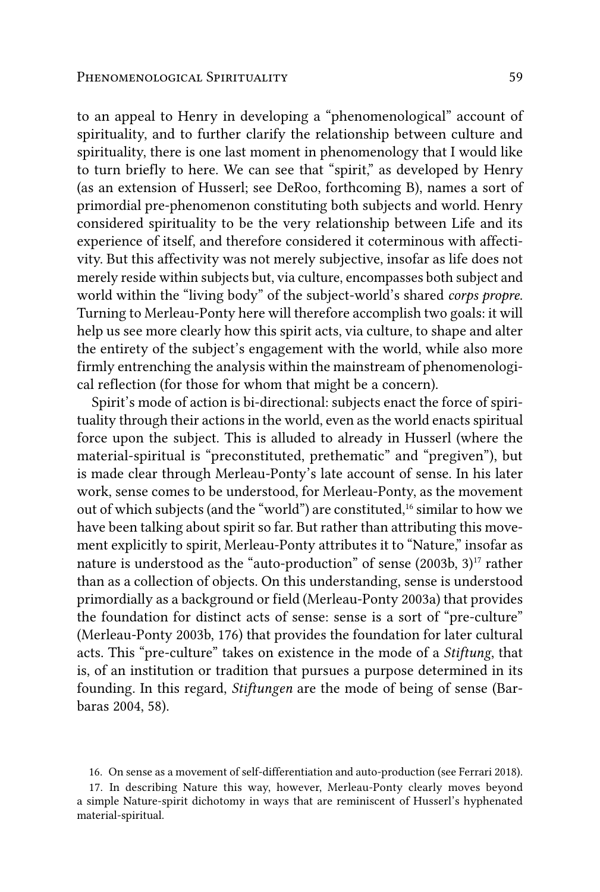to an appeal to Henry in developing a "phenomenological" account of spirituality, and to further clarify the relationship between culture and spirituality, there is one last moment in phenomenology that I would like to turn briefly to here. We can see that "spirit," as developed by Henry (as an extension of Husserl; see DeRoo, forthcoming B), names a sort of primordial pre-phenomenon constituting both subjects and world. Henry considered spirituality to be the very relationship between Life and its experience of itself, and therefore considered it coterminous with affectivity. But this affectivity was not merely subjective, insofar as life does not merely reside within subjects but, via culture, encompasses both subject and world within the "living body" of the subject-world's shared *corps propre*. Turning to Merleau-Ponty here will therefore accomplish two goals: it will help us see more clearly how this spirit acts, via culture, to shape and alter the entirety of the subject's engagement with the world, while also more firmly entrenching the analysis within the mainstream of phenomenological reflection (for those for whom that might be a concern).

Spirit's mode of action is bi-directional: subjects enact the force of spirituality through their actions in the world, even as the world enacts spiritual force upon the subject. This is alluded to already in Husserl (where the material-spiritual is "preconstituted, prethematic" and "pregiven"), but is made clear through Merleau-Ponty's late account of sense. In his later work, sense comes to be understood, for Merleau-Ponty, as the movement out of which subjects (and the "world") are constituted,[16] similar to how we have been talking about spirit so far. But rather than attributing this movement explicitly to spirit, Merleau-Ponty attributes it to "Nature," insofar as nature is understood as the "auto-production" of sense (2003b, 3)[17] rather than as a collection of objects. On this understanding, sense is understood primordially as a background or field (Merleau-Ponty 2003a) that provides the foundation for distinct acts of sense: sense is a sort of "pre-culture" (Merleau-Ponty 2003b, 176) that provides the foundation for later cultural acts. This "pre-culture" takes on existence in the mode of a *Stiftung*, that is, of an institution or tradition that pursues a purpose determined in its founding. In this regard, *Stiftungen* are the mode of being of sense (Barbaras 2004, 58).

16. On sense as a movement of self-differentiation and auto-production (see Ferrari 2018).

17. In describing Nature this way, however, Merleau-Ponty clearly moves beyond a simple Nature-spirit dichotomy in ways that are reminiscent of Husserl's hyphenated material-spiritual.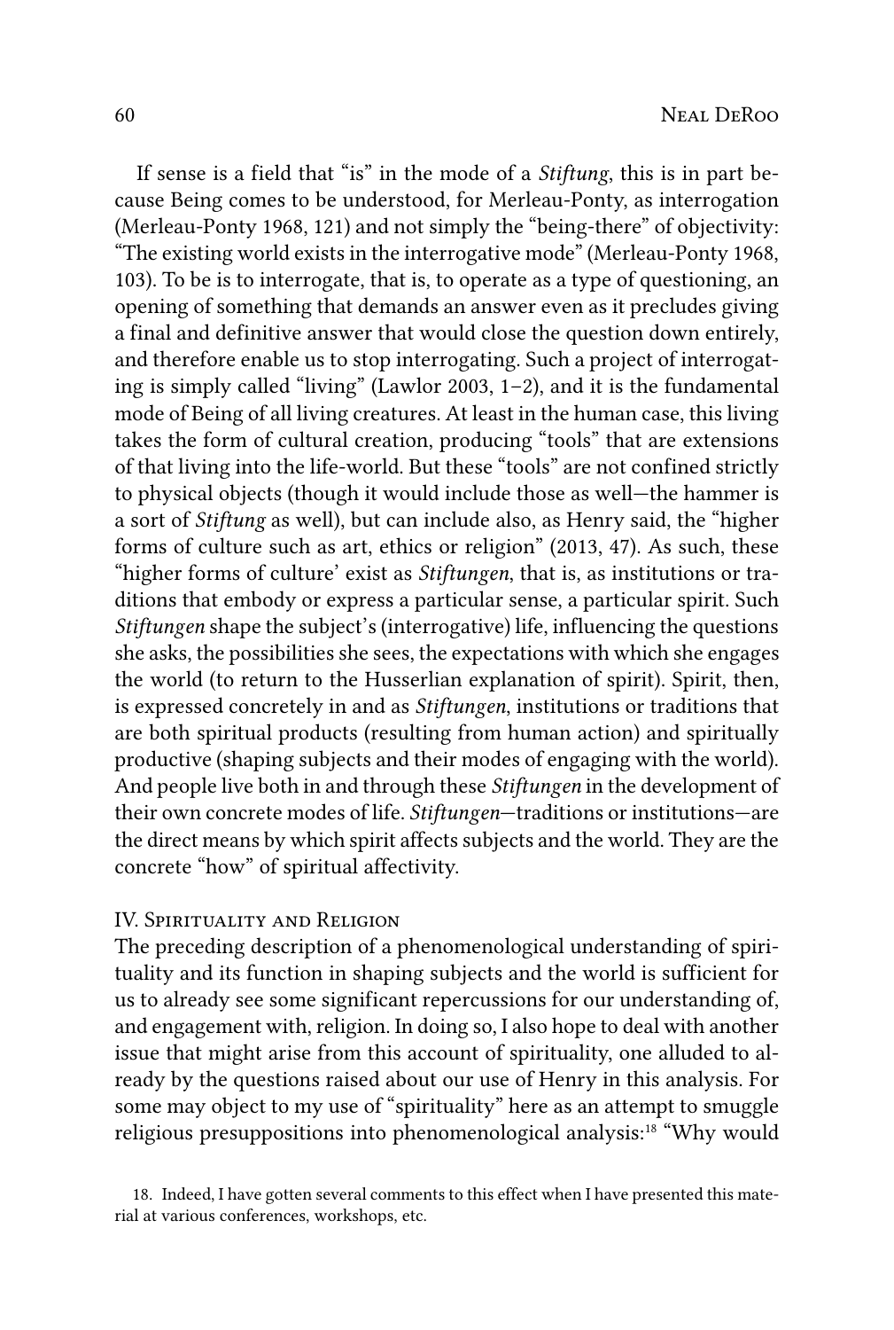If sense is a field that "is" in the mode of a *Stiftung*, this is in part because Being comes to be understood, for Merleau-Ponty, as interrogation (Merleau-Ponty 1968, 121) and not simply the "being-there" of objectivity: "The existing world exists in the interrogative mode" (Merleau-Ponty 1968, 103). To be is to interrogate, that is, to operate as a type of questioning, an opening of something that demands an answer even as it precludes giving a final and definitive answer that would close the question down entirely, and therefore enable us to stop interrogating. Such a project of interrogating is simply called "living" (Lawlor 2003, 1–2), and it is the fundamental mode of Being of all living creatures. At least in the human case, this living takes the form of cultural creation, producing "tools" that are extensions of that living into the life-world. But these "tools" are not confined strictly to physical objects (though it would include those as well—the hammer is a sort of *Stiftung* as well), but can include also, as Henry said, the "higher forms of culture such as art, ethics or religion" (2013, 47). As such, these "higher forms of culture' exist as *Stiftungen*, that is, as institutions or traditions that embody or express a particular sense, a particular spirit. Such *Stiftungen* shape the subject's (interrogative) life, influencing the questions she asks, the possibilities she sees, the expectations with which she engages the world (to return to the Husserlian explanation of spirit). Spirit, then, is expressed concretely in and as *Stiftungen*, institutions or traditions that are both spiritual products (resulting from human action) and spiritually productive (shaping subjects and their modes of engaging with the world). And people live both in and through these *Stiftungen* in the development of their own concrete modes of life. *Stiftungen*—traditions or institutions—are the direct means by which spirit affects subjects and the world. They are the concrete "how" of spiritual affectivity.

## IV. Spirituality and Religion

The preceding description of a phenomenological understanding of spirituality and its function in shaping subjects and the world is sufficient for us to already see some significant repercussions for our understanding of, and engagement with, religion. In doing so, I also hope to deal with another issue that might arise from this account of spirituality, one alluded to already by the questions raised about our use of Henry in this analysis. For some may object to my use of "spirituality" here as an attempt to smuggle religious presuppositions into phenomenological analysis:[18] "Why would

18. Indeed, I have gotten several comments to this effect when I have presented this material at various conferences, workshops, etc.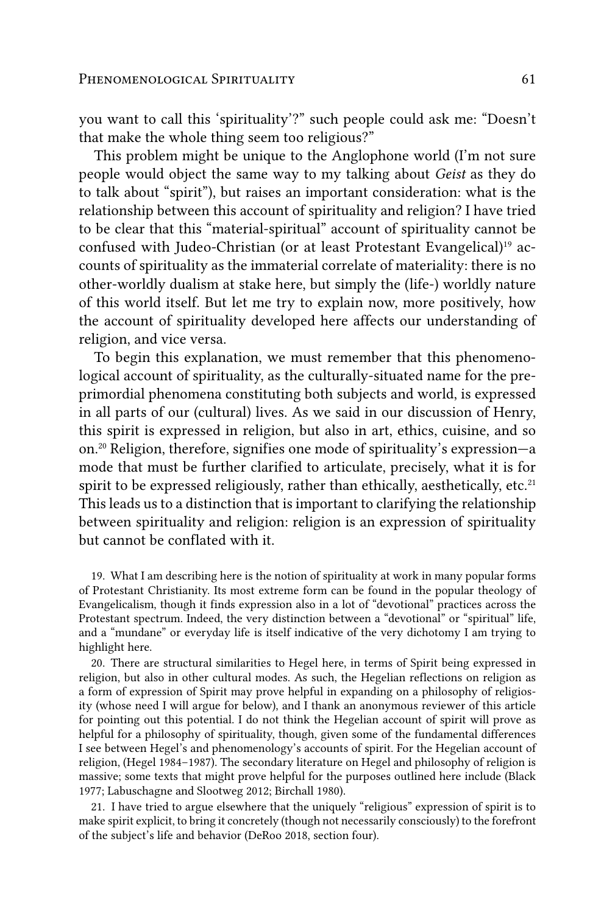you want to call this 'spirituality'?" such people could ask me: "Doesn't that make the whole thing seem too religious?"

This problem might be unique to the Anglophone world (I'm not sure people would object the same way to my talking about *Geist* as they do to talk about "spirit"), but raises an important consideration: what is the relationship between this account of spirituality and religion? I have tried to be clear that this "material-spiritual" account of spirituality cannot be confused with Judeo-Christian (or at least Protestant Evangelical)[19] accounts of spirituality as the immaterial correlate of materiality: there is no other-worldly dualism at stake here, but simply the (life-) worldly nature of this world itself. But let me try to explain now, more positively, how the account of spirituality developed here affects our understanding of religion, and vice versa.

To begin this explanation, we must remember that this phenomenological account of spirituality, as the culturally-situated name for the pre-primordial phenomena constituting both subjects and world, is expressed in all parts of our (cultural) lives. As we said in our discussion of Henry, this spirit is expressed in religion, but also in art, ethics, cuisine, and so on.[20] Religion, therefore, signifies one mode of spirituality's expression—a mode that must be further clarified to articulate, precisely, what it is for spirit to be expressed religiously, rather than ethically, aesthetically, etc.[21] This leads us to a distinction that is important to clarifying the relationship between spirituality and religion: religion is an expression of spirituality but cannot be conflated with it.

19. What I am describing here is the notion of spirituality at work in many popular forms of Protestant Christianity. Its most extreme form can be found in the popular theology of Evangelicalism, though it finds expression also in a lot of "devotional" practices across the Protestant spectrum. Indeed, the very distinction between a "devotional" or "spiritual" life, and a "mundane" or everyday life is itself indicative of the very dichotomy I am trying to highlight here.

20. There are structural similarities to Hegel here, in terms of Spirit being expressed in religion, but also in other cultural modes. As such, the Hegelian reflections on religion as a form of expression of Spirit may prove helpful in expanding on a philosophy of religiosity (whose need I will argue for below), and I thank an anonymous reviewer of this article for pointing out this potential. I do not think the Hegelian account of spirit will prove as helpful for a philosophy of spirituality, though, given some of the fundamental differences I see between Hegel's and phenomenology's accounts of spirit. For the Hegelian account of religion, (Hegel 1984–1987). The secondary literature on Hegel and philosophy of religion is massive; some texts that might prove helpful for the purposes outlined here include (Black 1977; Labuschagne and Slootweg 2012; Birchall 1980).

21. I have tried to argue elsewhere that the uniquely "religious" expression of spirit is to make spirit explicit, to bring it concretely (though not necessarily consciously) to the forefront of the subject's life and behavior (DeRoo 2018, section four).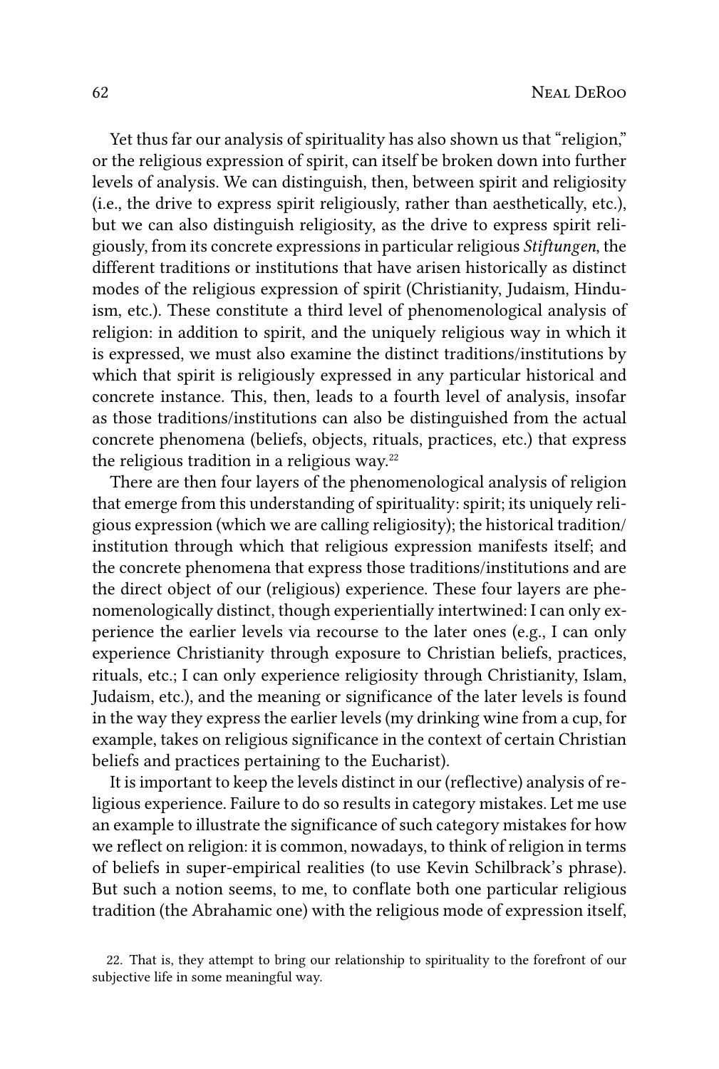Yet thus far our analysis of spirituality has also shown us that "religion," or the religious expression of spirit, can itself be broken down into further levels of analysis. We can distinguish, then, between spirit and religiosity (i.e., the drive to express spirit religiously, rather than aesthetically, etc.), but we can also distinguish religiosity, as the drive to express spirit religiously, from its concrete expressions in particular religious *Stiftungen*, the different traditions or institutions that have arisen historically as distinct modes of the religious expression of spirit (Christianity, Judaism, Hinduism, etc.). These constitute a third level of phenomenological analysis of religion: in addition to spirit, and the uniquely religious way in which it is expressed, we must also examine the distinct traditions/institutions by which that spirit is religiously expressed in any particular historical and concrete instance. This, then, leads to a fourth level of analysis, insofar as those traditions/institutions can also be distinguished from the actual concrete phenomena (beliefs, objects, rituals, practices, etc.) that express the religious tradition in a religious way.[22]

There are then four layers of the phenomenological analysis of religion that emerge from this understanding of spirituality: spirit; its uniquely religious expression (which we are calling religiosity); the historical tradition/institution through which that religious expression manifests itself; and the concrete phenomena that express those traditions/institutions and are the direct object of our (religious) experience. These four layers are phenomenologically distinct, though experientially intertwined: I can only experience the earlier levels via recourse to the later ones (e.g., I can only experience Christianity through exposure to Christian beliefs, practices, rituals, etc.; I can only experience religiosity through Christianity, Islam, Judaism, etc.), and the meaning or significance of the later levels is found in the way they express the earlier levels (my drinking wine from a cup, for example, takes on religious significance in the context of certain Christian beliefs and practices pertaining to the Eucharist).

It is important to keep the levels distinct in our (reflective) analysis of religious experience. Failure to do so results in category mistakes. Let me use an example to illustrate the significance of such category mistakes for how we reflect on religion: it is common, nowadays, to think of religion in terms of beliefs in super-empirical realities (to use Kevin Schilbrack's phrase). But such a notion seems, to me, to conflate both one particular religious tradition (the Abrahamic one) with the religious mode of expression itself,

22. That is, they attempt to bring our relationship to spirituality to the forefront of our subjective life in some meaningful way.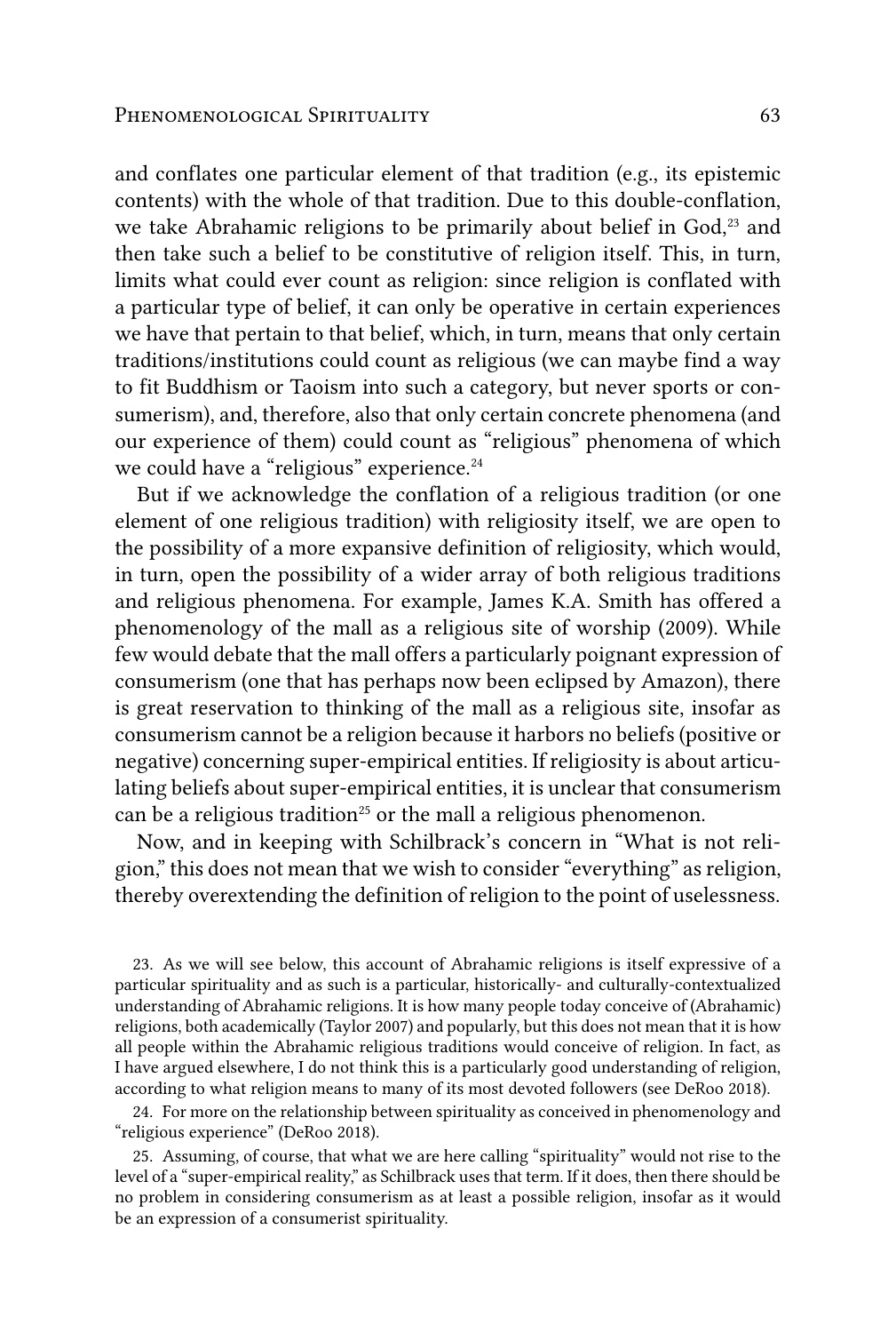and conflates one particular element of that tradition (e.g., its epistemic contents) with the whole of that tradition. Due to this double-conflation, we take Abrahamic religions to be primarily about belief in God,[23] and then take such a belief to be constitutive of religion itself. This, in turn, limits what could ever count as religion: since religion is conflated with a particular type of belief, it can only be operative in certain experiences we have that pertain to that belief, which, in turn, means that only certain traditions/institutions could count as religious (we can maybe find a way to fit Buddhism or Taoism into such a category, but never sports or consumerism), and, therefore, also that only certain concrete phenomena (and our experience of them) could count as "religious" phenomena of which we could have a "religious" experience.[24]

But if we acknowledge the conflation of a religious tradition (or one element of one religious tradition) with religiosity itself, we are open to the possibility of a more expansive definition of religiosity, which would, in turn, open the possibility of a wider array of both religious traditions and religious phenomena. For example, James K.A. Smith has offered a phenomenology of the mall as a religious site of worship (2009). While few would debate that the mall offers a particularly poignant expression of consumerism (one that has perhaps now been eclipsed by Amazon), there is great reservation to thinking of the mall as a religious site, insofar as consumerism cannot be a religion because it harbors no beliefs (positive or negative) concerning super-empirical entities. If religiosity is about articulating beliefs about super-empirical entities, it is unclear that consumerism can be a religious tradition[25] or the mall a religious phenomenon.

Now, and in keeping with Schilbrack's concern in "What is not religion," this does not mean that we wish to consider "everything" as religion, thereby overextending the definition of religion to the point of uselessness.

23. As we will see below, this account of Abrahamic religions is itself expressive of a particular spirituality and as such is a particular, historically- and culturally-contextualized understanding of Abrahamic religions. It is how many people today conceive of (Abrahamic) religions, both academically (Taylor 2007) and popularly, but this does not mean that it is how all people within the Abrahamic religious traditions would conceive of religion. In fact, as I have argued elsewhere, I do not think this is a particularly good understanding of religion, according to what religion means to many of its most devoted followers (see DeRoo 2018).

24. For more on the relationship between spirituality as conceived in phenomenology and "religious experience" (DeRoo 2018).

25. Assuming, of course, that what we are here calling "spirituality" would not rise to the level of a "super-empirical reality," as Schilbrack uses that term. If it does, then there should be no problem in considering consumerism as at least a possible religion, insofar as it would be an expression of a consumerist spirituality.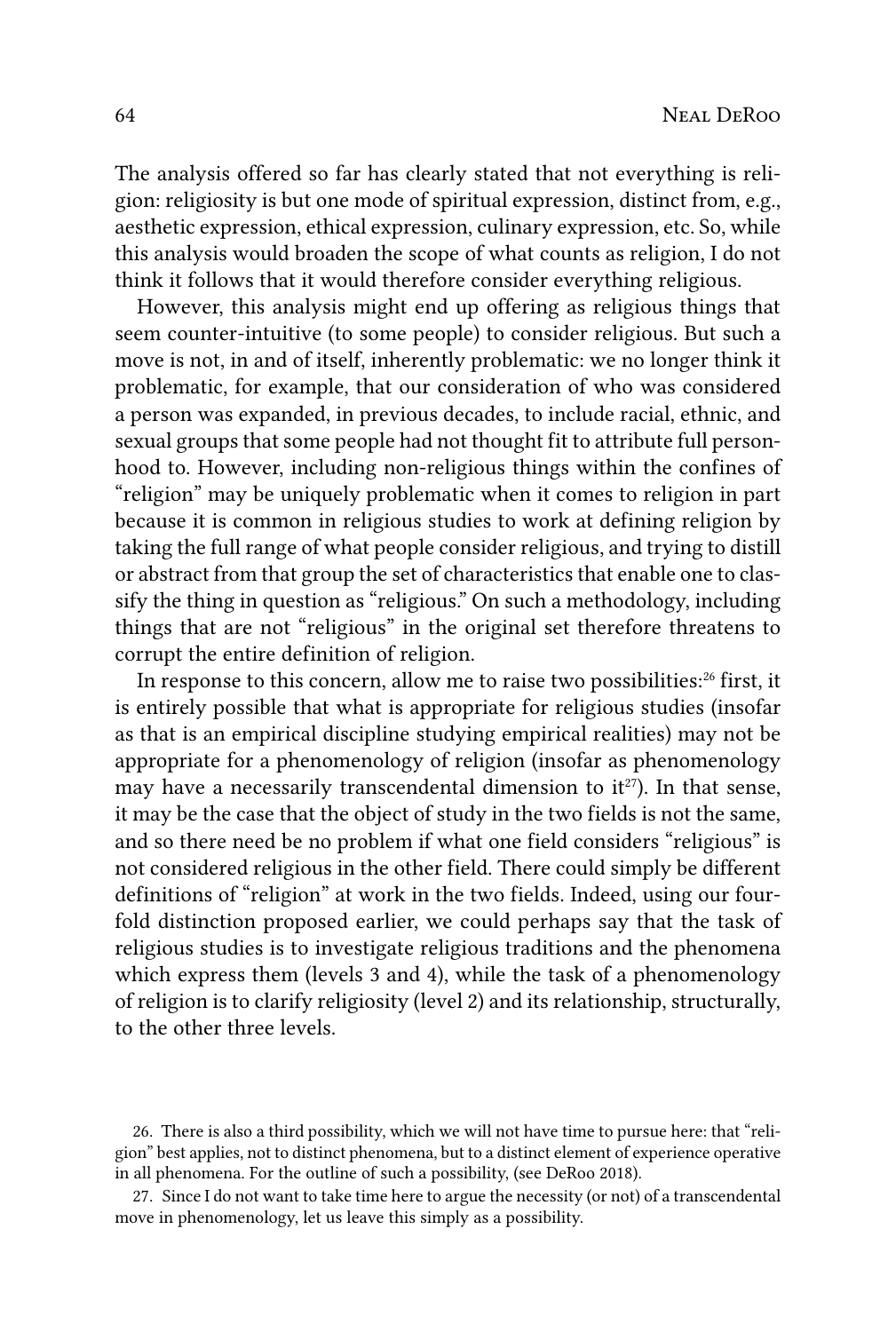The analysis offered so far has clearly stated that not everything is religion: religiosity is but one mode of spiritual expression, distinct from, e.g., aesthetic expression, ethical expression, culinary expression, etc. So, while this analysis would broaden the scope of what counts as religion, I do not think it follows that it would therefore consider everything religious.

However, this analysis might end up offering as religious things that seem counter-intuitive (to some people) to consider religious. But such a move is not, in and of itself, inherently problematic: we no longer think it problematic, for example, that our consideration of who was considered a person was expanded, in previous decades, to include racial, ethnic, and sexual groups that some people had not thought fit to attribute full personhood to. However, including non-religious things within the confines of "religion" may be uniquely problematic when it comes to religion in part because it is common in religious studies to work at defining religion by taking the full range of what people consider religious, and trying to distill or abstract from that group the set of characteristics that enable one to classify the thing in question as "religious." On such a methodology, including things that are not "religious" in the original set therefore threatens to corrupt the entire definition of religion.

In response to this concern, allow me to raise two possibilities:[26] first, it is entirely possible that what is appropriate for religious studies (insofar as that is an empirical discipline studying empirical realities) may not be appropriate for a phenomenology of religion (insofar as phenomenology may have a necessarily transcendental dimension to it[27]). In that sense, it may be the case that the object of study in the two fields is not the same, and so there need be no problem if what one field considers "religious" is not considered religious in the other field. There could simply be different definitions of "religion" at work in the two fields. Indeed, using our fourfold distinction proposed earlier, we could perhaps say that the task of religious studies is to investigate religious traditions and the phenomena which express them (levels 3 and 4), while the task of a phenomenology of religion is to clarify religiosity (level 2) and its relationship, structurally, to the other three levels.

26. There is also a third possibility, which we will not have time to pursue here: that "religion" best applies, not to distinct phenomena, but to a distinct element of experience operative in all phenomena. For the outline of such a possibility, (see DeRoo 2018).

27. Since I do not want to take time here to argue the necessity (or not) of a transcendental move in phenomenology, let us leave this simply as a possibility.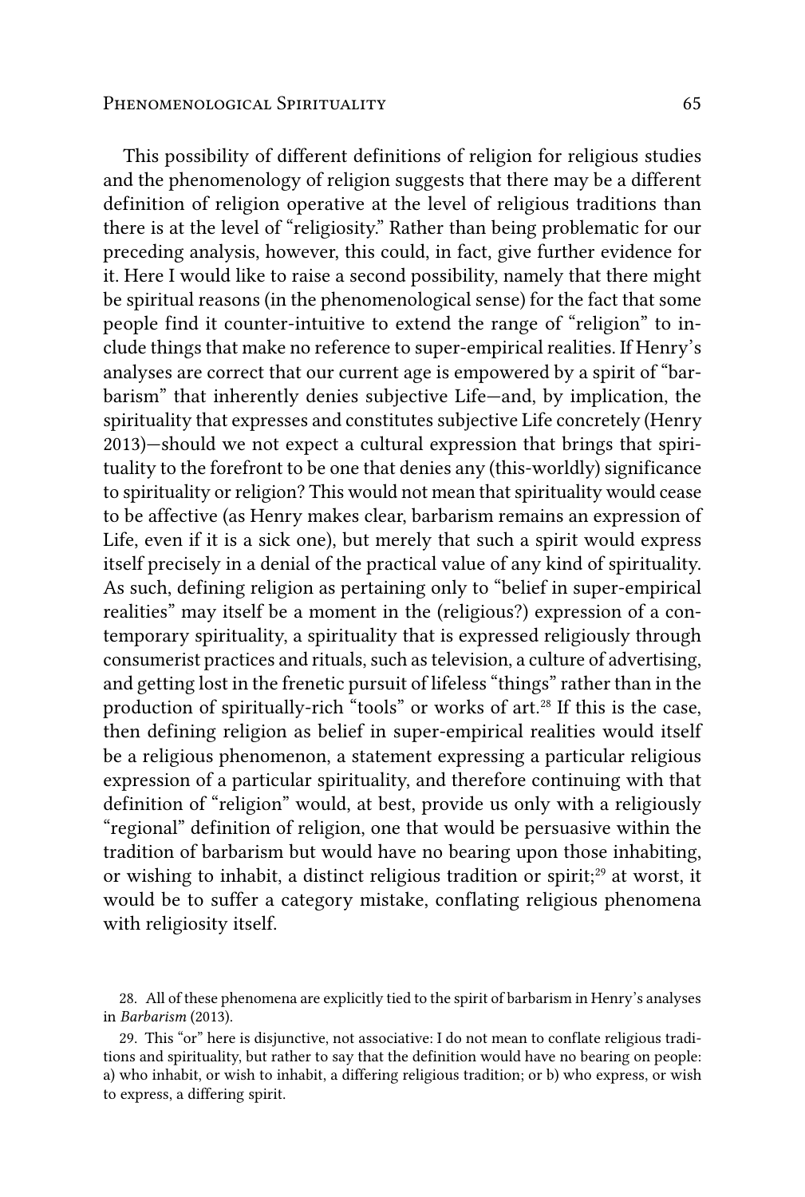This possibility of different definitions of religion for religious studies and the phenomenology of religion suggests that there may be a different definition of religion operative at the level of religious traditions than there is at the level of "religiosity." Rather than being problematic for our preceding analysis, however, this could, in fact, give further evidence for it. Here I would like to raise a second possibility, namely that there might be spiritual reasons (in the phenomenological sense) for the fact that some people find it counter-intuitive to extend the range of "religion" to include things that make no reference to super-empirical realities. If Henry's analyses are correct that our current age is empowered by a spirit of "barbarism" that inherently denies subjective Life—and, by implication, the spirituality that expresses and constitutes subjective Life concretely (Henry 2013)—should we not expect a cultural expression that brings that spirituality to the forefront to be one that denies any (this-worldly) significance to spirituality or religion? This would not mean that spirituality would cease to be affective (as Henry makes clear, barbarism remains an expression of Life, even if it is a sick one), but merely that such a spirit would express itself precisely in a denial of the practical value of any kind of spirituality. As such, defining religion as pertaining only to "belief in super-empirical realities" may itself be a moment in the (religious?) expression of a contemporary spirituality, a spirituality that is expressed religiously through consumerist practices and rituals, such as television, a culture of advertising, and getting lost in the frenetic pursuit of lifeless "things" rather than in the production of spiritually-rich "tools" or works of art.[28] If this is the case, then defining religion as belief in super-empirical realities would itself be a religious phenomenon, a statement expressing a particular religious expression of a particular spirituality, and therefore continuing with that definition of "religion" would, at best, provide us only with a religiously "regional" definition of religion, one that would be persuasive within the tradition of barbarism but would have no bearing upon those inhabiting, or wishing to inhabit, a distinct religious tradition or spirit;[29] at worst, it would be to suffer a category mistake, conflating religious phenomena with religiosity itself.

28. All of these phenomena are explicitly tied to the spirit of barbarism in Henry's analyses in *Barbarism* (2013).

29. This "or" here is disjunctive, not associative: I do not mean to conflate religious traditions and spirituality, but rather to say that the definition would have no bearing on people: a) who inhabit, or wish to inhabit, a differing religious tradition; or b) who express, or wish to express, a differing spirit.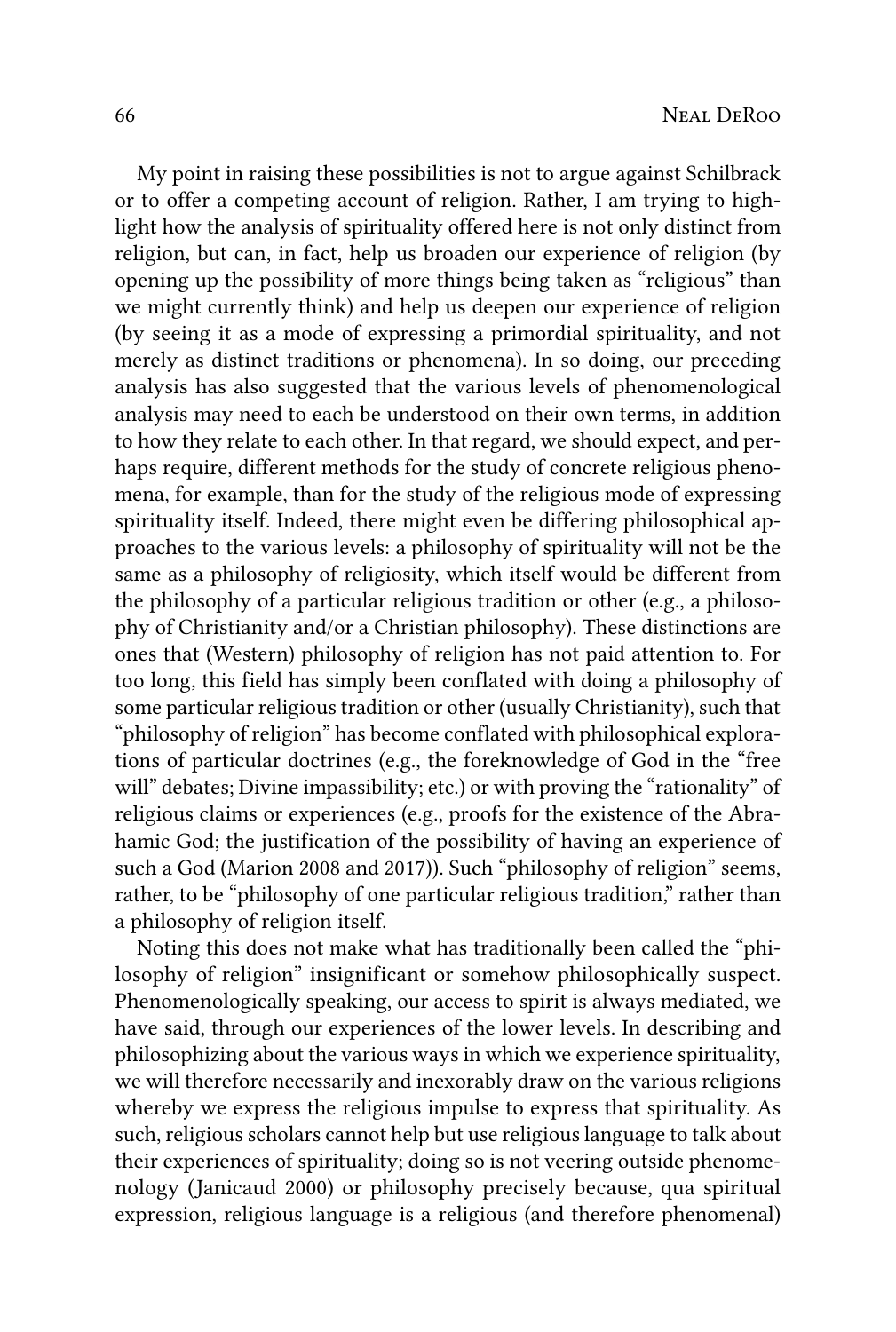My point in raising these possibilities is not to argue against Schilbrack or to offer a competing account of religion. Rather, I am trying to highlight how the analysis of spirituality offered here is not only distinct from religion, but can, in fact, help us broaden our experience of religion (by opening up the possibility of more things being taken as "religious" than we might currently think) and help us deepen our experience of religion (by seeing it as a mode of expressing a primordial spirituality, and not merely as distinct traditions or phenomena). In so doing, our preceding analysis has also suggested that the various levels of phenomenological analysis may need to each be understood on their own terms, in addition to how they relate to each other. In that regard, we should expect, and perhaps require, different methods for the study of concrete religious phenomena, for example, than for the study of the religious mode of expressing spirituality itself. Indeed, there might even be differing philosophical approaches to the various levels: a philosophy of spirituality will not be the same as a philosophy of religiosity, which itself would be different from the philosophy of a particular religious tradition or other (e.g., a philosophy of Christianity and/or a Christian philosophy). These distinctions are ones that (Western) philosophy of religion has not paid attention to. For too long, this field has simply been conflated with doing a philosophy of some particular religious tradition or other (usually Christianity), such that "philosophy of religion" has become conflated with philosophical explorations of particular doctrines (e.g., the foreknowledge of God in the "free will" debates; Divine impassibility; etc.) or with proving the "rationality" of religious claims or experiences (e.g., proofs for the existence of the Abrahamic God; the justification of the possibility of having an experience of such a God (Marion 2008 and 2017)). Such "philosophy of religion" seems, rather, to be "philosophy of one particular religious tradition," rather than a philosophy of religion itself.

Noting this does not make what has traditionally been called the "philosophy of religion" insignificant or somehow philosophically suspect. Phenomenologically speaking, our access to spirit is always mediated, we have said, through our experiences of the lower levels. In describing and philosophizing about the various ways in which we experience spirituality, we will therefore necessarily and inexorably draw on the various religions whereby we express the religious impulse to express that spirituality. As such, religious scholars cannot help but use religious language to talk about their experiences of spirituality; doing so is not veering outside phenomenology (Janicaud 2000) or philosophy precisely because, qua spiritual expression, religious language is a religious (and therefore phenomenal)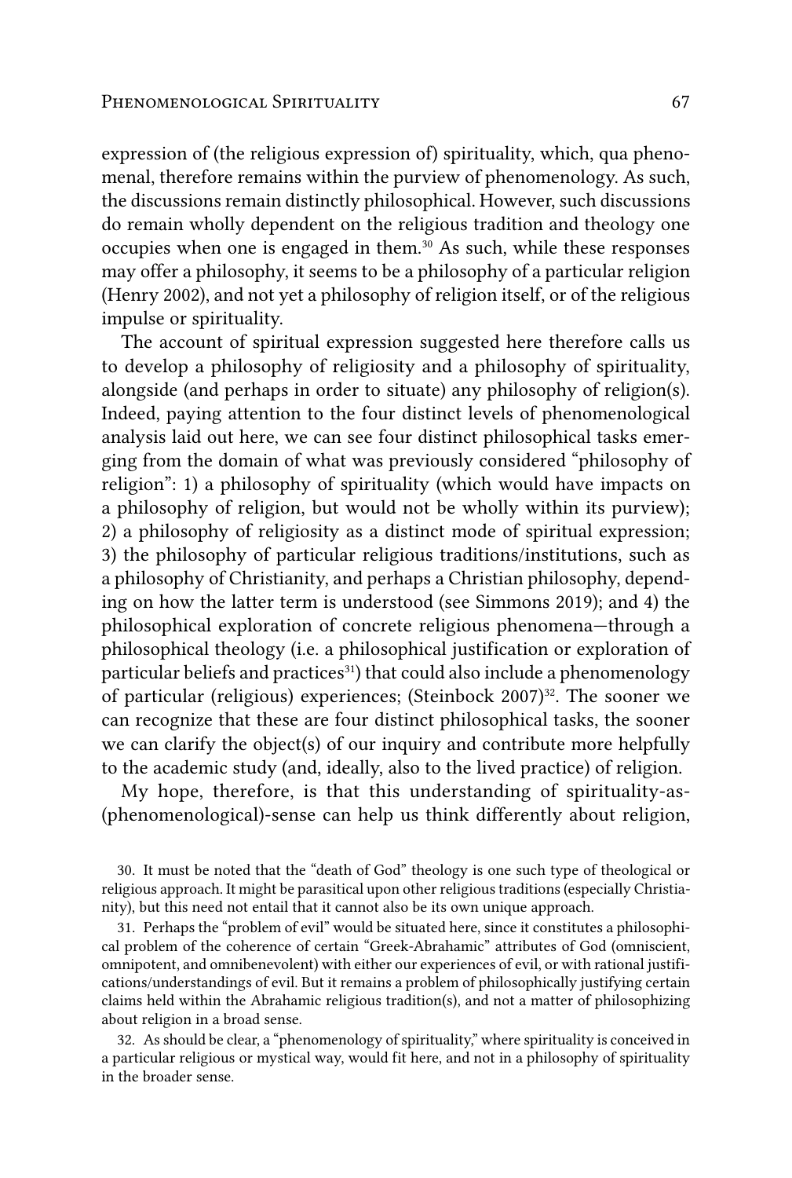expression of (the religious expression of) spirituality, which, qua phenomenal, therefore remains within the purview of phenomenology. As such, the discussions remain distinctly philosophical. However, such discussions do remain wholly dependent on the religious tradition and theology one occupies when one is engaged in them.[30] As such, while these responses may offer a philosophy, it seems to be a philosophy of a particular religion (Henry 2002), and not yet a philosophy of religion itself, or of the religious impulse or spirituality.

The account of spiritual expression suggested here therefore calls us to develop a philosophy of religiosity and a philosophy of spirituality, alongside (and perhaps in order to situate) any philosophy of religion(s). Indeed, paying attention to the four distinct levels of phenomenological analysis laid out here, we can see four distinct philosophical tasks emerging from the domain of what was previously considered "philosophy of religion": 1) a philosophy of spirituality (which would have impacts on a philosophy of religion, but would not be wholly within its purview); 2) a philosophy of religiosity as a distinct mode of spiritual expression; 3) the philosophy of particular religious traditions/institutions, such as a philosophy of Christianity, and perhaps a Christian philosophy, depending on how the latter term is understood (see Simmons 2019); and 4) the philosophical exploration of concrete religious phenomena—through a philosophical theology (i.e. a philosophical justification or exploration of particular beliefs and practices[31]) that could also include a phenomenology of particular (religious) experiences; (Steinbock 2007)[32]. The sooner we can recognize that these are four distinct philosophical tasks, the sooner we can clarify the object(s) of our inquiry and contribute more helpfully to the academic study (and, ideally, also to the lived practice) of religion.

My hope, therefore, is that this understanding of spirituality-as-(phenomenological)-sense can help us think differently about religion,

30. It must be noted that the "death of God" theology is one such type of theological or religious approach. It might be parasitical upon other religious traditions (especially Christianity), but this need not entail that it cannot also be its own unique approach.

31. Perhaps the "problem of evil" would be situated here, since it constitutes a philosophical problem of the coherence of certain "Greek-Abrahamic" attributes of God (omniscient, omnipotent, and omnibenevolent) with either our experiences of evil, or with rational justifications/understandings of evil. But it remains a problem of philosophically justifying certain claims held within the Abrahamic religious tradition(s), and not a matter of philosophizing about religion in a broad sense.

32. As should be clear, a "phenomenology of spirituality," where spirituality is conceived in a particular religious or mystical way, would fit here, and not in a philosophy of spirituality in the broader sense.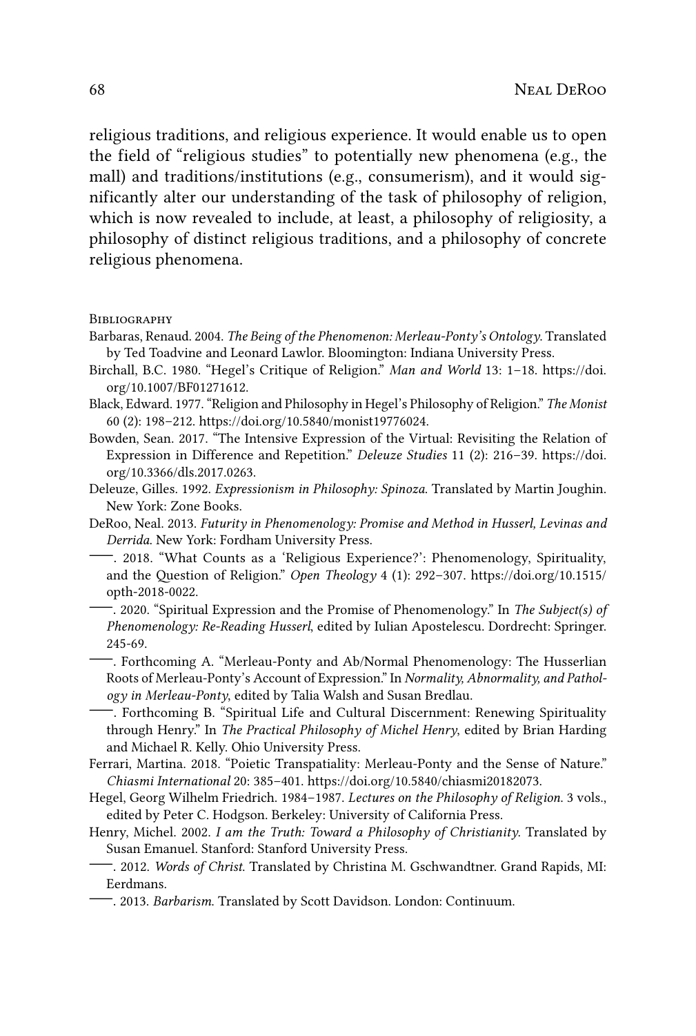religious traditions, and religious experience. It would enable us to open the field of "religious studies" to potentially new phenomena (e.g., the mall) and traditions/institutions (e.g., consumerism), and it would significantly alter our understanding of the task of philosophy of religion, which is now revealed to include, at least, a philosophy of religiosity, a philosophy of distinct religious traditions, and a philosophy of concrete religious phenomena.

## Bibliography

Barbaras, Renaud. 2004. *The Being of the Phenomenon: Merleau-Ponty's Ontology*. Translated by Ted Toadvine and Leonard Lawlor. Bloomington: Indiana University Press.

Birchall, B.C. 1980. "Hegel's Critique of Religion." *Man and World* 13: 1–18. https://doi.org/10.1007/BF01271612.

Black, Edward. 1977. "Religion and Philosophy in Hegel's Philosophy of Religion." *The Monist* 60 (2): 198–212. https://doi.org/10.5840/monist19776024.

Bowden, Sean. 2017. "The Intensive Expression of the Virtual: Revisiting the Relation of Expression in Difference and Repetition." *Deleuze Studies* 11 (2): 216–39. https://doi.org/10.3366/dls.2017.0263.

Deleuze, Gilles. 1992. *Expressionism in Philosophy: Spinoza*. Translated by Martin Joughin. New York: Zone Books.

DeRoo, Neal. 2013. *Futurity in Phenomenology: Promise and Method in Husserl, Levinas and Derrida*. New York: Fordham University Press.

——. 2018. "What Counts as a 'Religious Experience?': Phenomenology, Spirituality, and the Question of Religion." *Open Theology* 4 (1): 292–307. https://doi.org/10.1515/opth-2018-0022.

——. 2020. "Spiritual Expression and the Promise of Phenomenology." In *The Subject(s) of Phenomenology: Re-Reading Husserl*, edited by Iulian Apostelescu. Dordrecht: Springer. 245-69.

——. Forthcoming A. "Merleau-Ponty and Ab/Normal Phenomenology: The Husserlian Roots of Merleau-Ponty's Account of Expression." In *Normality, Abnormality, and Pathology in Merleau-Ponty*, edited by Talia Walsh and Susan Bredlau.

——. Forthcoming B. "Spiritual Life and Cultural Discernment: Renewing Spirituality through Henry." In *The Practical Philosophy of Michel Henry*, edited by Brian Harding and Michael R. Kelly. Ohio University Press.

Ferrari, Martina. 2018. "Poietic Transpatiality: Merleau-Ponty and the Sense of Nature." *Chiasmi International* 20: 385–401. https://doi.org/10.5840/chiasmi20182073.

Hegel, Georg Wilhelm Friedrich. 1984–1987. *Lectures on the Philosophy of Religion*. 3 vols., edited by Peter C. Hodgson. Berkeley: University of California Press.

Henry, Michel. 2002. *I am the Truth: Toward a Philosophy of Christianity*. Translated by Susan Emanuel. Stanford: Stanford University Press.

——. 2012. *Words of Christ*. Translated by Christina M. Gschwandtner. Grand Rapids, MI: Eerdmans.

——. 2013. *Barbarism*. Translated by Scott Davidson. London: Continuum.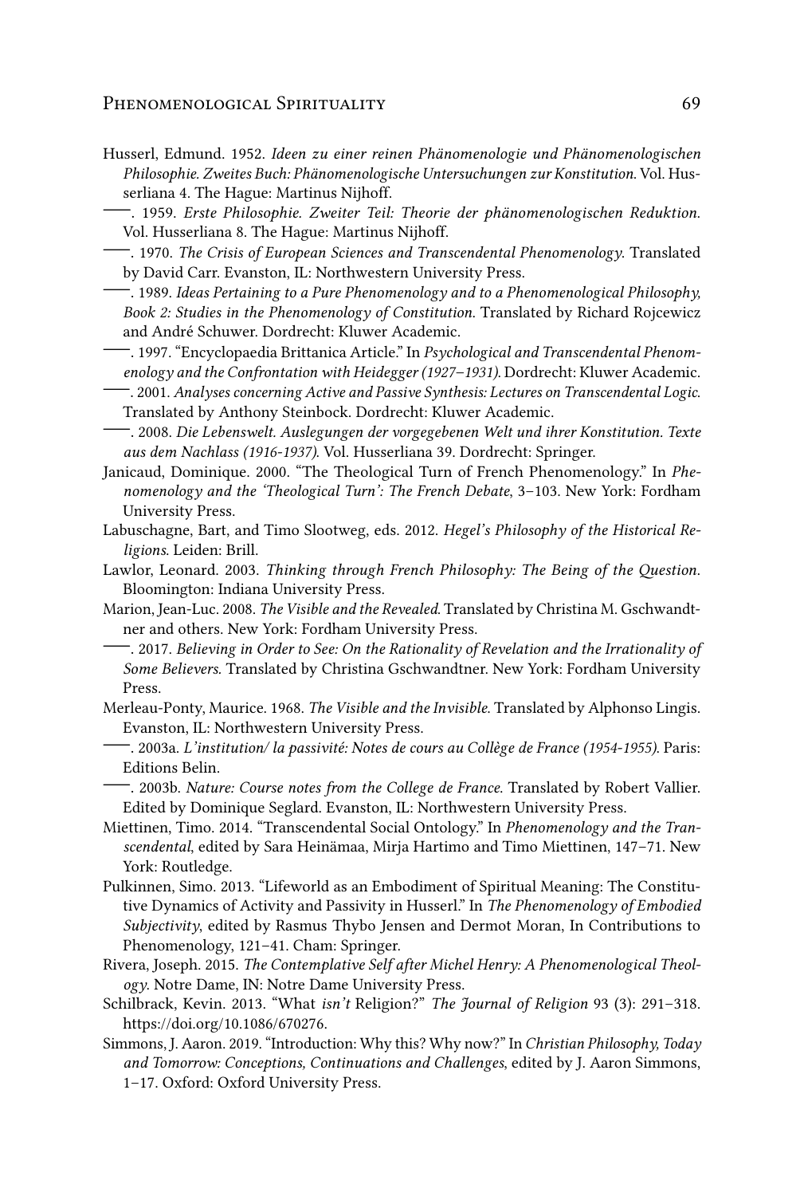Husserl, Edmund. 1952. *Ideen zu einer reinen Phänomenologie und Phänomenologischen Philosophie. Zweites Buch: Phänomenologische Untersuchungen zur Konstitution*. Vol. Husserliana 4. The Hague: Martinus Nijhoff.

——. 1959. *Erste Philosophie. Zweiter Teil: Theorie der phänomenologischen Reduktion*. Vol. Husserliana 8. The Hague: Martinus Nijhoff.

——. 1970. *The Crisis of European Sciences and Transcendental Phenomenology*. Translated by David Carr. Evanston, IL: Northwestern University Press.

——. 1989. *Ideas Pertaining to a Pure Phenomenology and to a Phenomenological Philosophy, Book 2: Studies in the Phenomenology of Constitution*. Translated by Richard Rojcewicz and André Schuwer. Dordrecht: Kluwer Academic.

——. 1997. "Encyclopaedia Brittanica Article." In *Psychological and Transcendental Phenomenology and the Confrontation with Heidegger (1927–1931)*. Dordrecht: Kluwer Academic.

——. 2001. *Analyses concerning Active and Passive Synthesis: Lectures on Transcendental Logic*. Translated by Anthony Steinbock. Dordrecht: Kluwer Academic.

——. 2008. *Die Lebenswelt. Auslegungen der vorgegebenen Welt und ihrer Konstitution. Texte aus dem Nachlass (1916-1937)*. Vol. Husserliana 39. Dordrecht: Springer.

Janicaud, Dominique. 2000. "The Theological Turn of French Phenomenology." In *Phenomenology and the 'Theological Turn': The French Debate*, 3–103. New York: Fordham University Press.

Labuschagne, Bart, and Timo Slootweg, eds. 2012. *Hegel's Philosophy of the Historical Religions*. Leiden: Brill.

Lawlor, Leonard. 2003. *Thinking through French Philosophy: The Being of the Question*. Bloomington: Indiana University Press.

Marion, Jean-Luc. 2008. *The Visible and the Revealed*. Translated by Christina M. Gschwandtner and others. New York: Fordham University Press.

——. 2017. *Believing in Order to See: On the Rationality of Revelation and the Irrationality of Some Believers*. Translated by Christina Gschwandtner. New York: Fordham University Press.

Merleau-Ponty, Maurice. 1968. *The Visible and the Invisible*. Translated by Alphonso Lingis. Evanston, IL: Northwestern University Press.

——. 2003a. *L'institution/ la passivité: Notes de cours au Collège de France (1954-1955)*. Paris: Editions Belin.

——. 2003b. *Nature: Course notes from the College de France*. Translated by Robert Vallier. Edited by Dominique Seglard. Evanston, IL: Northwestern University Press.

Miettinen, Timo. 2014. "Transcendental Social Ontology." In *Phenomenology and the Transcendental*, edited by Sara Heinämaa, Mirja Hartimo and Timo Miettinen, 147–71. New York: Routledge.

Pulkinnen, Simo. 2013. "Lifeworld as an Embodiment of Spiritual Meaning: The Constitutive Dynamics of Activity and Passivity in Husserl." In *The Phenomenology of Embodied Subjectivity*, edited by Rasmus Thybo Jensen and Dermot Moran, In Contributions to Phenomenology, 121–41. Cham: Springer.

Rivera, Joseph. 2015. *The Contemplative Self after Michel Henry: A Phenomenological Theology*. Notre Dame, IN: Notre Dame University Press.

Schilbrack, Kevin. 2013. "What *isn't* Religion?" *The Journal of Religion* 93 (3): 291–318. https://doi.org/10.1086/670276.

Simmons, J. Aaron. 2019. "Introduction: Why this? Why now?" In *Christian Philosophy, Today and Tomorrow: Conceptions, Continuations and Challenges*, edited by J. Aaron Simmons, 1–17. Oxford: Oxford University Press.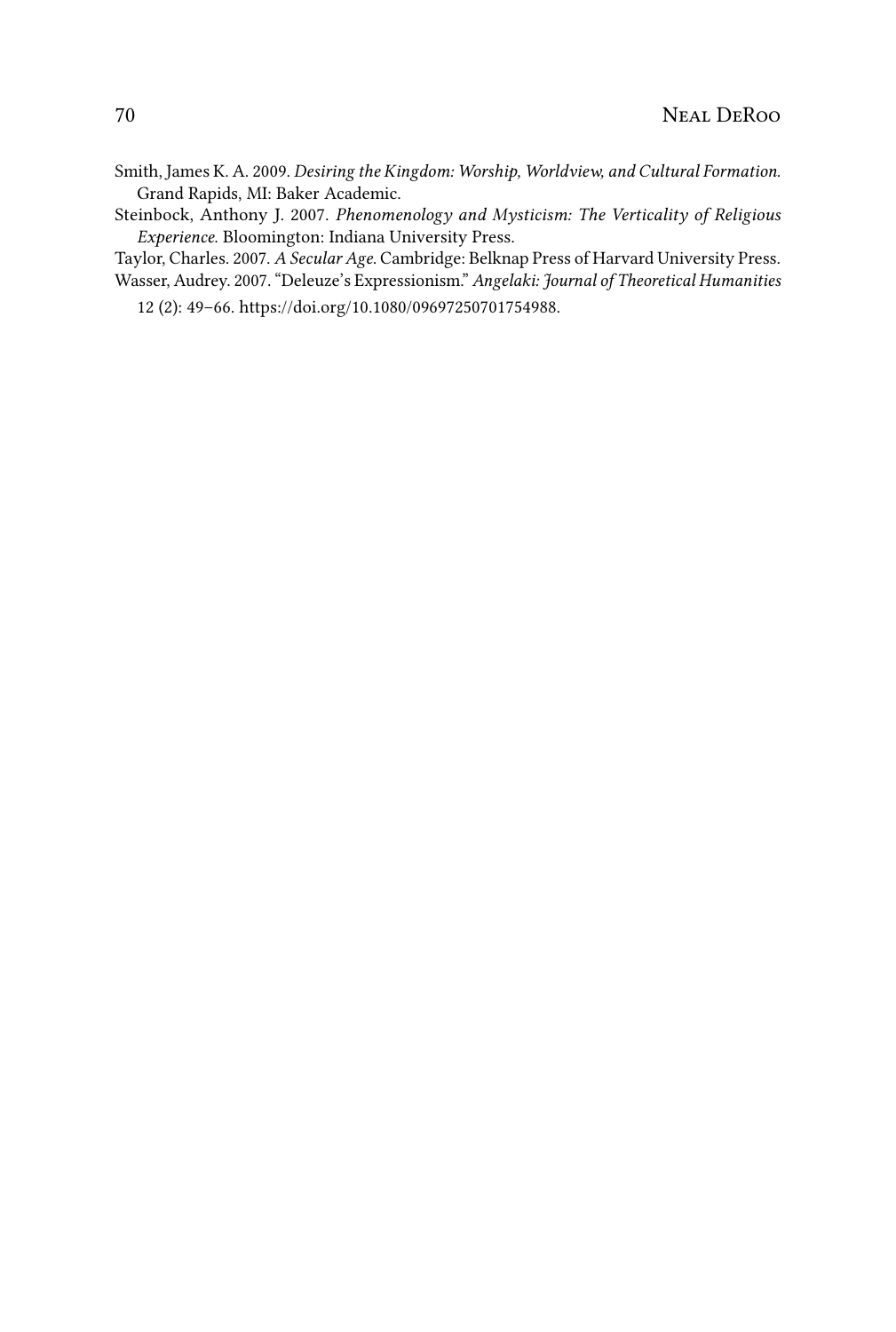Smith, James K. A. 2009. *Desiring the Kingdom: Worship, Worldview, and Cultural Formation*. Grand Rapids, MI: Baker Academic.

Steinbock, Anthony J. 2007. *Phenomenology and Mysticism: The Verticality of Religious Experience*. Bloomington: Indiana University Press.

Taylor, Charles. 2007. *A Secular Age*. Cambridge: Belknap Press of Harvard University Press.

Wasser, Audrey. 2007. "Deleuze's Expressionism." *Angelaki: Journal of Theoretical Humanities* 12 (2): 49–66. https://doi.org/10.1080/09697250701754988.